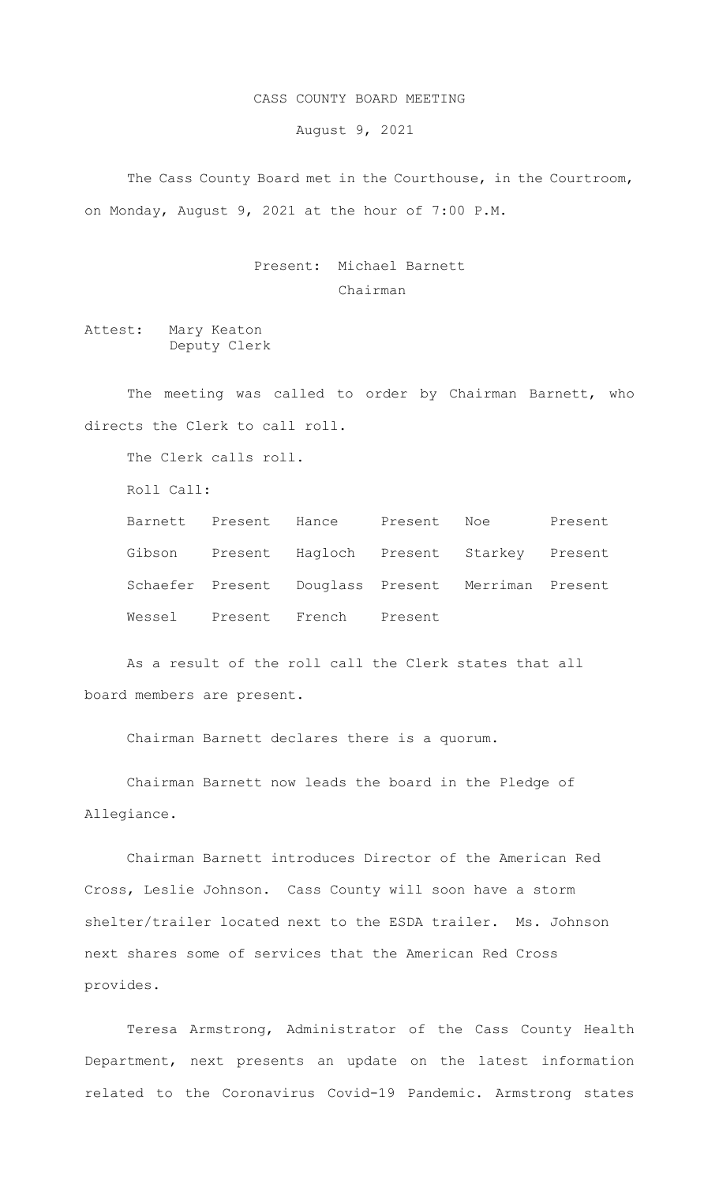# CASS COUNTY BOARD MEETING

August 9, 2021

The Cass County Board met in the Courthouse, in the Courtroom, on Monday, August 9, 2021 at the hour of 7:00 P.M.

Present: Michael Barnett
Chairman

Attest: Mary Keaton
Deputy Clerk

The meeting was called to order by Chairman Barnett, who directs the Clerk to call roll.

The Clerk calls roll.

Roll Call:

| | | | | | |
|---|---|---|---|---|---|
| Barnett | Present | Hance | Present | Noe | Present |
| Gibson | Present | Hagloch | Present | Starkey | Present |
| Schaefer | Present | Douglass | Present | Merriman | Present |
| Wessel | Present | French | Present | | |

As a result of the roll call the Clerk states that all board members are present.

Chairman Barnett declares there is a quorum.

Chairman Barnett now leads the board in the Pledge of Allegiance.

Chairman Barnett introduces Director of the American Red Cross, Leslie Johnson. Cass County will soon have a storm shelter/trailer located next to the ESDA trailer. Ms. Johnson next shares some of services that the American Red Cross provides.

Teresa Armstrong, Administrator of the Cass County Health Department, next presents an update on the latest information related to the Coronavirus Covid-19 Pandemic. Armstrong states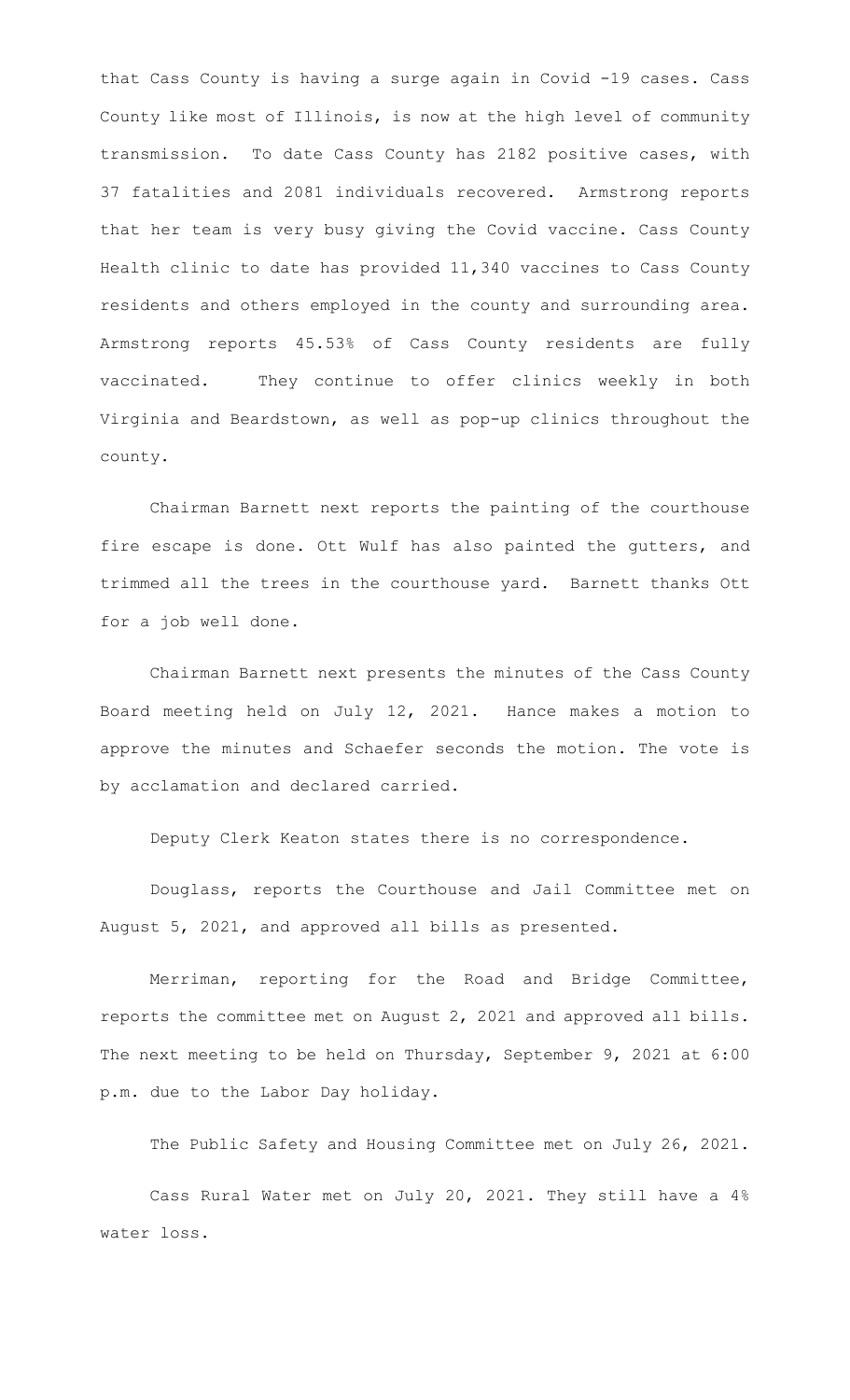that Cass County is having a surge again in Covid -19 cases. Cass County like most of Illinois, is now at the high level of community transmission. To date Cass County has 2182 positive cases, with 37 fatalities and 2081 individuals recovered. Armstrong reports that her team is very busy giving the Covid vaccine. Cass County Health clinic to date has provided 11,340 vaccines to Cass County residents and others employed in the county and surrounding area. Armstrong reports 45.53% of Cass County residents are fully vaccinated. They continue to offer clinics weekly in both Virginia and Beardstown, as well as pop-up clinics throughout the county.

Chairman Barnett next reports the painting of the courthouse fire escape is done. Ott Wulf has also painted the gutters, and trimmed all the trees in the courthouse yard. Barnett thanks Ott for a job well done.

Chairman Barnett next presents the minutes of the Cass County Board meeting held on July 12, 2021. Hance makes a motion to approve the minutes and Schaefer seconds the motion. The vote is by acclamation and declared carried.

Deputy Clerk Keaton states there is no correspondence.

Douglass, reports the Courthouse and Jail Committee met on August 5, 2021, and approved all bills as presented.

Merriman, reporting for the Road and Bridge Committee, reports the committee met on August 2, 2021 and approved all bills. The next meeting to be held on Thursday, September 9, 2021 at 6:00 p.m. due to the Labor Day holiday.

The Public Safety and Housing Committee met on July 26, 2021.

Cass Rural Water met on July 20, 2021. They still have a 4% water loss.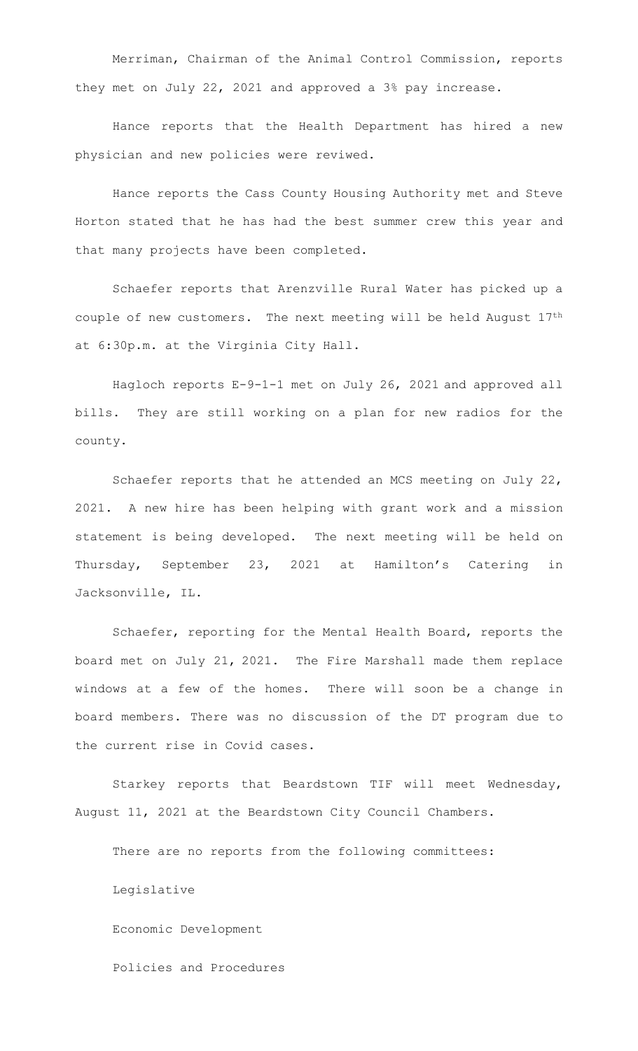Merriman, Chairman of the Animal Control Commission, reports they met on July 22, 2021 and approved a 3% pay increase.

Hance reports that the Health Department has hired a new physician and new policies were reviwed.

Hance reports the Cass County Housing Authority met and Steve Horton stated that he has had the best summer crew this year and that many projects have been completed.

Schaefer reports that Arenzville Rural Water has picked up a couple of new customers. The next meeting will be held August 17th at 6:30p.m. at the Virginia City Hall.

Hagloch reports E-9-1-1 met on July 26, 2021 and approved all bills. They are still working on a plan for new radios for the county.

Schaefer reports that he attended an MCS meeting on July 22, 2021. A new hire has been helping with grant work and a mission statement is being developed. The next meeting will be held on Thursday, September 23, 2021 at Hamilton's Catering in Jacksonville, IL.

Schaefer, reporting for the Mental Health Board, reports the board met on July 21, 2021. The Fire Marshall made them replace windows at a few of the homes. There will soon be a change in board members. There was no discussion of the DT program due to the current rise in Covid cases.

Starkey reports that Beardstown TIF will meet Wednesday, August 11, 2021 at the Beardstown City Council Chambers.

There are no reports from the following committees:

Legislative

Economic Development

Policies and Procedures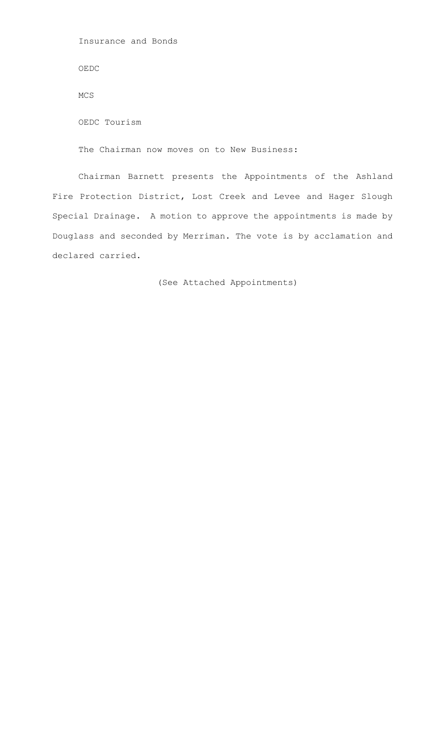Insurance and Bonds

OEDC

MCS

OEDC Tourism

The Chairman now moves on to New Business:

Chairman Barnett presents the Appointments of the Ashland Fire Protection District, Lost Creek and Levee and Hager Slough Special Drainage. A motion to approve the appointments is made by Douglass and seconded by Merriman. The vote is by acclamation and declared carried.

(See Attached Appointments)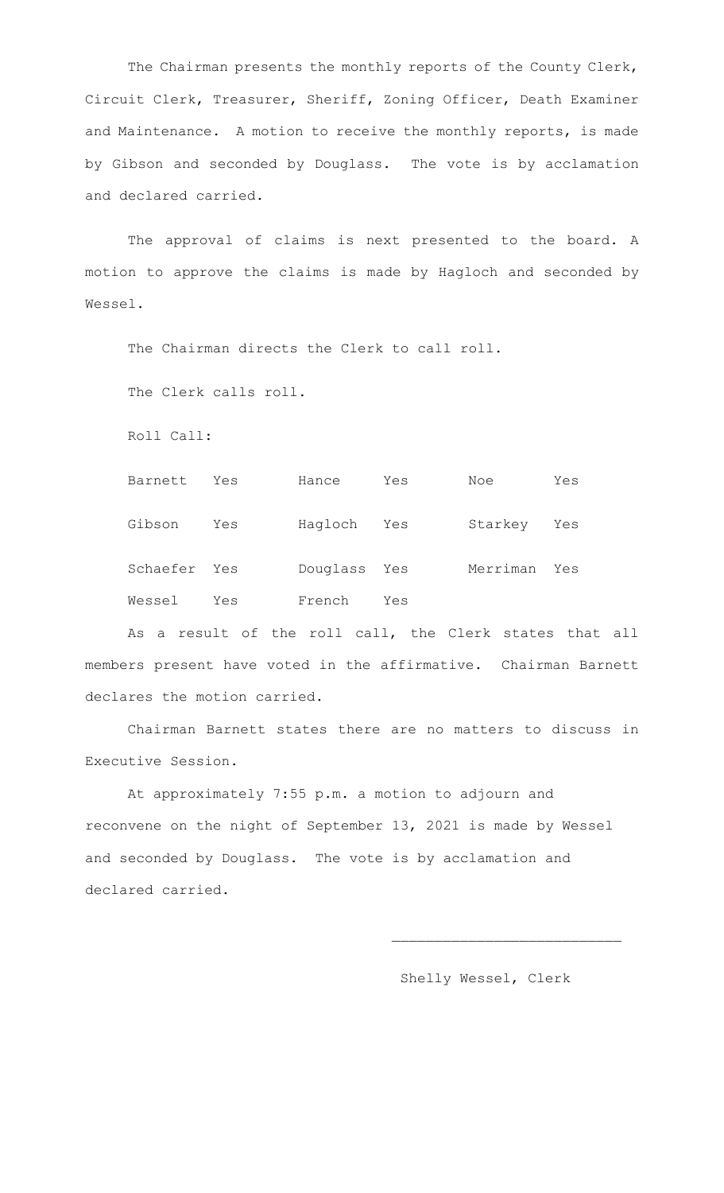The Chairman presents the monthly reports of the County Clerk, Circuit Clerk, Treasurer, Sheriff, Zoning Officer, Death Examiner and Maintenance. A motion to receive the monthly reports, is made by Gibson and seconded by Douglass. The vote is by acclamation and declared carried.

The approval of claims is next presented to the board. A motion to approve the claims is made by Hagloch and seconded by Wessel.

The Chairman directs the Clerk to call roll.

The Clerk calls roll.

Roll Call:

| | | | | | |
|---|---|---|---|---|---|
| Barnett | Yes | Hance | Yes | Noe | Yes |
| Gibson | Yes | Hagloch | Yes | Starkey | Yes |
| Schaefer | Yes | Douglass | Yes | Merriman | Yes |
| Wessel | Yes | French | Yes | | |

As a result of the roll call, the Clerk states that all members present have voted in the affirmative. Chairman Barnett declares the motion carried.

Chairman Barnett states there are no matters to discuss in Executive Session.

At approximately 7:55 p.m. a motion to adjourn and reconvene on the night of September 13, 2021 is made by Wessel and seconded by Douglass. The vote is by acclamation and declared carried.

\_\_\_\_\_\_\_\_\_\_\_\_\_\_\_\_\_\_\_\_\_\_\_\_\_\_\_

Shelly Wessel, Clerk